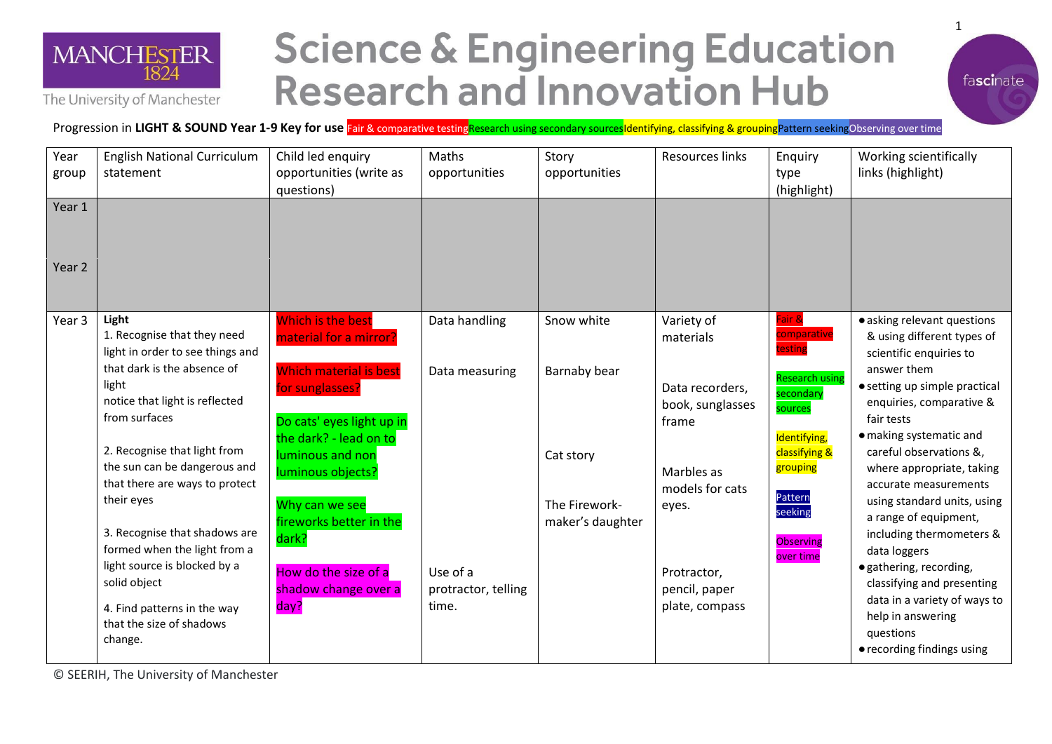# Science & Engineering Education Research and Innovation Hub

MANCHESTER 1824 The University of Manchester

fascinate

Progression in **LIGHT & SOUND Year 1-9 Key for use** Fair & comparative testing Research using secondary sources Identifying, classifying & grouping Pattern seeking Observing over time

| Year group | English National Curriculum statement | Child led enquiry opportunities (write as questions) | Maths opportunities | Story opportunities | Resources links | Enquiry type (highlight) | Working scientifically links (highlight) |
|---|---|---|---|---|---|---|---|
| Year 1 | | | | | | | |
| Year 2 | | | | | | | |
| Year 3 | **Light**<br>1. Recognise that they need light in order to see things and that dark is the absence of light<br>notice that light is reflected from surfaces<br><br>2. Recognise that light from the sun can be dangerous and that there are ways to protect their eyes<br><br>3. Recognise that shadows are formed when the light from a light source is blocked by a solid object<br><br>4. Find patterns in the way that the size of shadows change. | Which is the best material for a mirror?<br><br>Which material is best for sunglasses?<br><br>Do cats' eyes light up in the dark? - lead on to luminous and non luminous objects?<br><br>Why can we see fireworks better in the dark?<br><br>How do the size of a shadow change over a day? | Data handling<br><br>Data measuring<br><br>Use of a protractor, telling time. | Snow white<br><br>Barnaby bear<br><br>Cat story<br><br>The Firework-maker's daughter | Variety of materials<br><br>Data recorders, book, sunglasses frame<br><br>Marbles as models for cats eyes.<br><br>Protractor, pencil, paper plate, compass | Fair & comparative testing<br><br>Research using secondary sources<br><br>Identifying, classifying & grouping<br><br>Pattern seeking<br><br>Observing over time | • asking relevant questions & using different types of scientific enquiries to answer them<br>• setting up simple practical enquiries, comparative & fair tests<br>• making systematic and careful observations &, where appropriate, taking accurate measurements using standard units, using a range of equipment, including thermometers & data loggers<br>• gathering, recording, classifying and presenting data in a variety of ways to help in answering questions<br>• recording findings using |

© SEERIH, The University of Manchester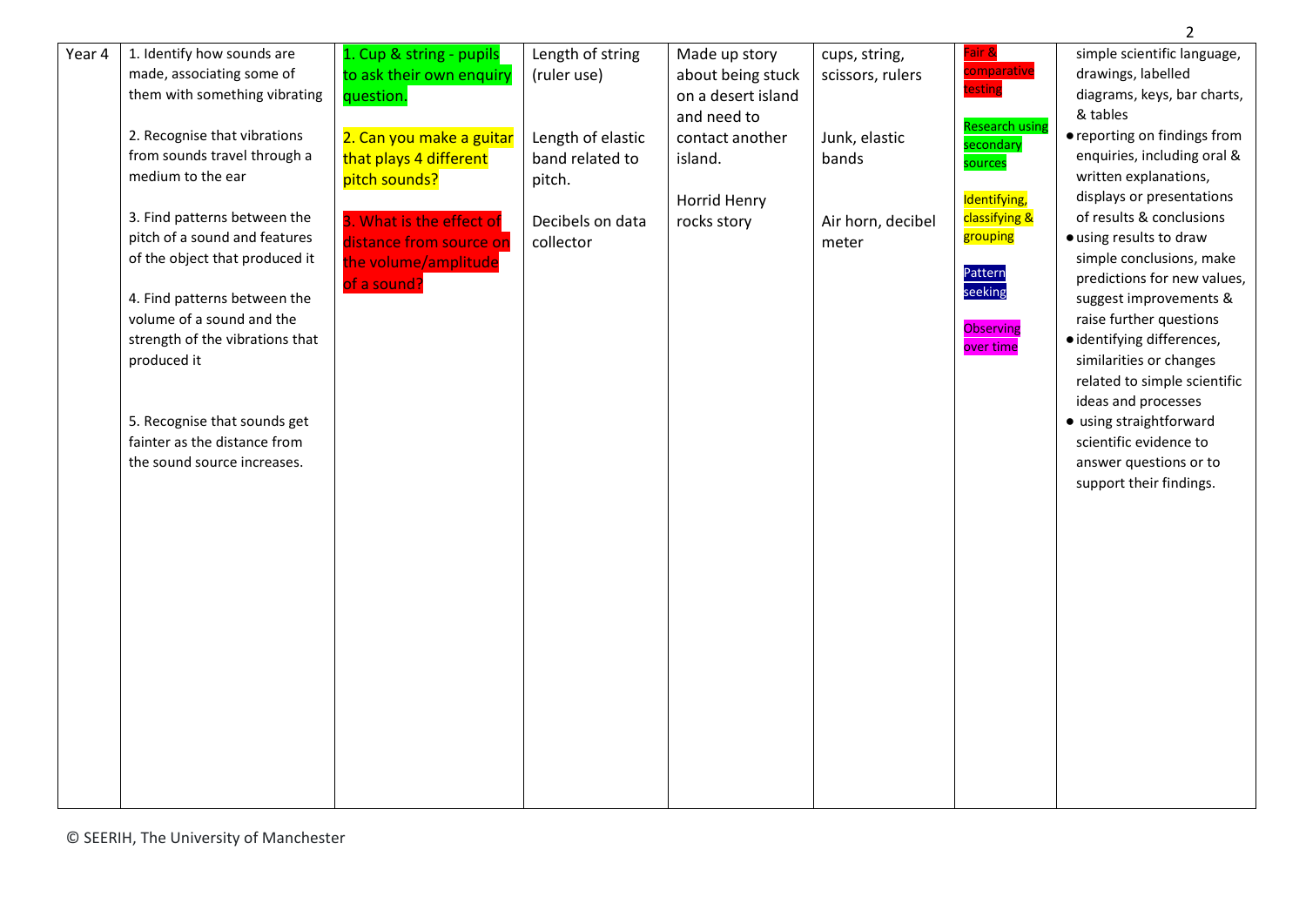| | | | | | | | |
|---|---|---|---|---|---|---|---|
| Year 4 | 1. Identify how sounds are made, associating some of them with something vibrating<br><br>2. Recognise that vibrations from sounds travel through a medium to the ear<br><br>3. Find patterns between the pitch of a sound and features of the object that produced it<br><br>4. Find patterns between the volume of a sound and the strength of the vibrations that produced it<br><br>5. Recognise that sounds get fainter as the distance from the sound source increases. | 1. Cup & string - pupils to ask their own enquiry question.<br><br>2. Can you make a guitar that plays 4 different pitch sounds?<br><br>3. What is the effect of distance from source on the volume/amplitude of a sound? | Length of string (ruler use)<br><br>Length of elastic band related to pitch.<br><br>Decibels on data collector | Made up story about being stuck on a desert island and need to contact another island.<br><br>Horrid Henry rocks story | cups, string, scissors, rulers<br><br>Junk, elastic bands<br><br>Air horn, decibel meter | Fair & comparative testing<br><br>Research using secondary sources<br><br>Identifying, classifying & grouping<br><br>Pattern seeking<br><br>Observing over time | simple scientific language, drawings, labelled diagrams, keys, bar charts, & tables<br>• reporting on findings from enquiries, including oral & written explanations, displays or presentations of results & conclusions<br>• using results to draw simple conclusions, make predictions for new values, suggest improvements & raise further questions<br>• identifying differences, similarities or changes related to simple scientific ideas and processes<br>• using straightforward scientific evidence to answer questions or to support their findings. |

© SEERIH, The University of Manchester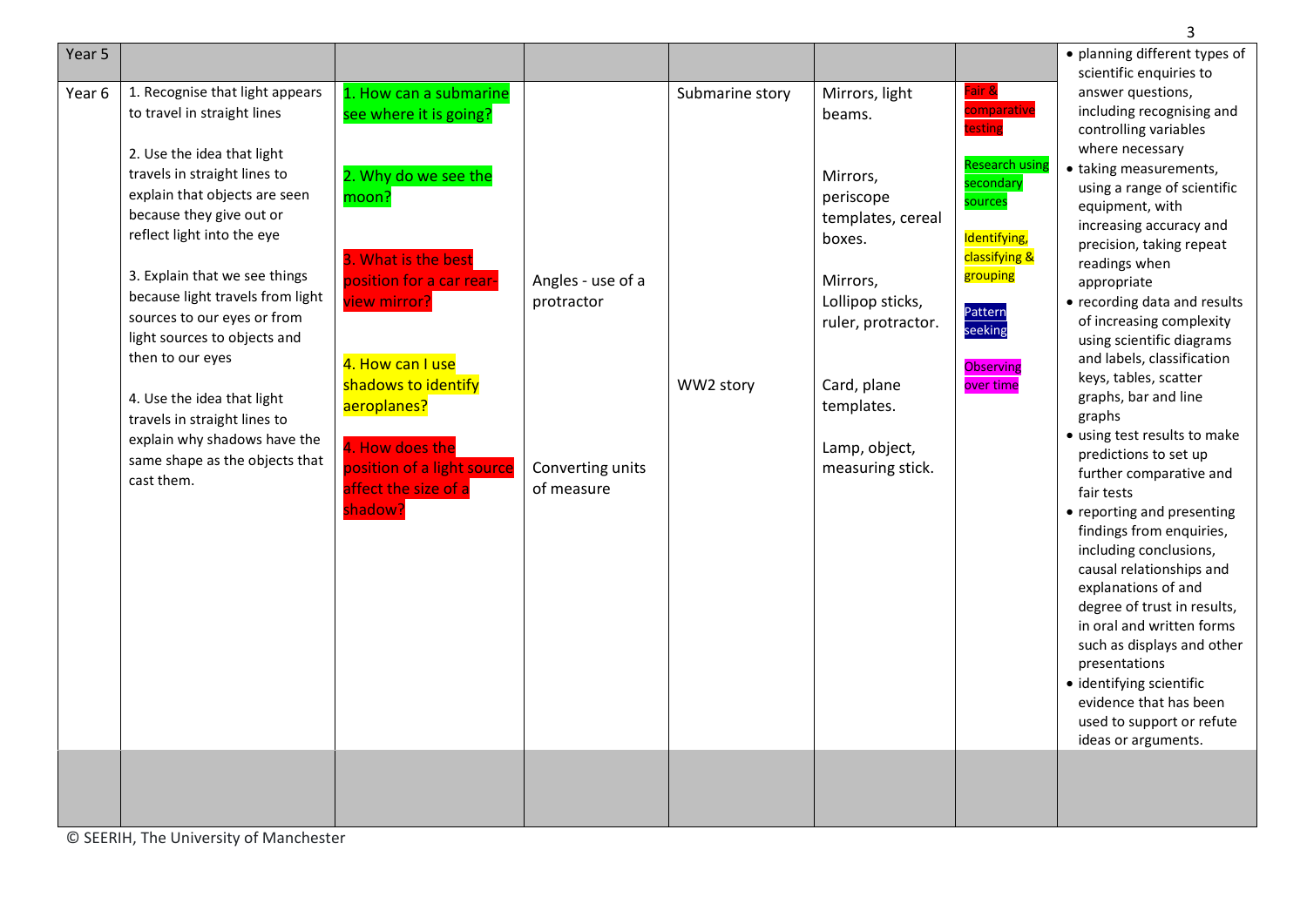| | | | | | | | |
|---|---|---|---|---|---|---|---|
| Year 5 | | | | | | | • planning different types of scientific enquiries to answer questions, including recognising and controlling variables where necessary<br>• taking measurements, using a range of scientific equipment, with increasing accuracy and precision, taking repeat readings when appropriate<br>• recording data and results of increasing complexity using scientific diagrams and labels, classification keys, tables, scatter graphs, bar and line graphs<br>• using test results to make predictions to set up further comparative and fair tests<br>• reporting and presenting findings from enquiries, including conclusions, causal relationships and explanations of and degree of trust in results, in oral and written forms such as displays and other presentations<br>• identifying scientific evidence that has been used to support or refute ideas or arguments. |
| Year 6 | 1. Recognise that light appears to travel in straight lines<br><br>2. Use the idea that light travels in straight lines to explain that objects are seen because they give out or reflect light into the eye<br><br>3. Explain that we see things because light travels from light sources to our eyes or from light sources to objects and then to our eyes<br><br>4. Use the idea that light travels in straight lines to explain why shadows have the same shape as the objects that cast them. | 1. How can a submarine see where it is going?<br><br>2. Why do we see the moon?<br><br>3. What is the best position for a car rear-view mirror?<br><br>4. How can I use shadows to identify aeroplanes?<br><br>4. How does the position of a light source affect the size of a shadow? | Angles - use of a protractor<br><br>Converting units of measure | Submarine story<br><br>WW2 story | Mirrors, light beams.<br><br>Mirrors, periscope templates, cereal boxes.<br><br>Mirrors, Lollipop sticks, ruler, protractor.<br><br>Card, plane templates.<br><br>Lamp, object, measuring stick. | Fair & comparative testing<br><br>Research using secondary sources<br><br>Identifying, classifying & grouping<br><br>Pattern seeking<br><br>Observing over time | |
| | | | | | | | |

© SEERIH, The University of Manchester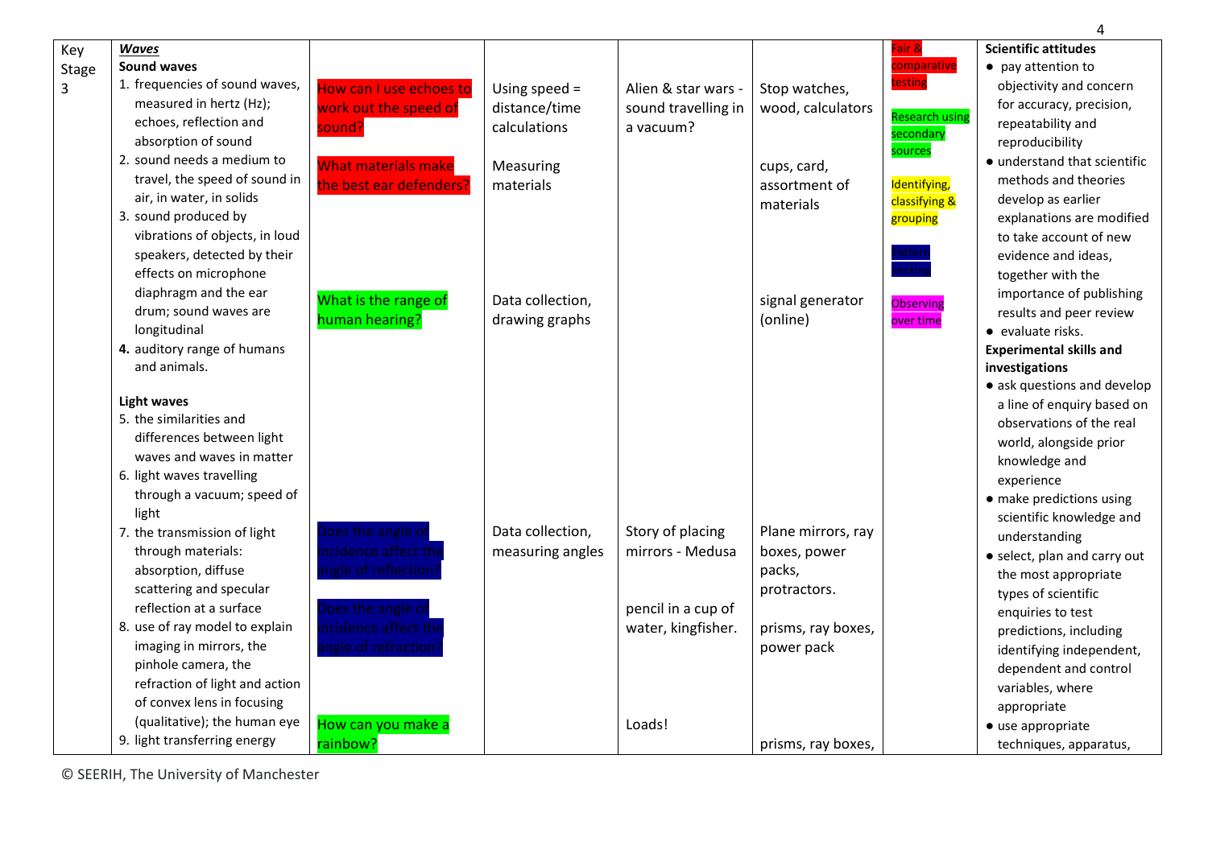| | | | | | | | |
|---|---|---|---|---|---|---|---|
| Key Stage 3 | ***Waves***<br>**Sound waves**<br>1. frequencies of sound waves, measured in hertz (Hz); echoes, reflection and absorption of sound<br>2. sound needs a medium to travel, the speed of sound in air, in water, in solids<br>3. sound produced by vibrations of objects, in loud speakers, detected by their effects on microphone diaphragm and the ear drum; sound waves are longitudinal<br>**4.** auditory range of humans and animals.<br><br>**Light waves**<br>5. the similarities and differences between light waves and waves in matter<br>6. light waves travelling through a vacuum; speed of light<br>7. the transmission of light through materials: absorption, diffuse scattering and specular reflection at a surface<br>8. use of ray model to explain imaging in mirrors, the pinhole camera, the refraction of light and action of convex lens in focusing (qualitative); the human eye<br>9. light transferring energy | How can I use echoes to work out the speed of sound?<br><br>What materials make the best ear defenders?<br><br>What is the range of human hearing?<br><br>Does the angle of incidence affect the angle of reflection?<br><br>Does the angle of incidence affect the angle of refraction?<br><br>How can you make a rainbow? | Using speed = distance/time calculations<br><br>Measuring materials<br><br>Data collection, drawing graphs<br><br>Data collection, measuring angles | Alien & star wars - sound travelling in a vacuum?<br><br>Story of placing mirrors - Medusa<br><br>pencil in a cup of water, kingfisher.<br><br>Loads! | Stop watches, wood, calculators<br><br>cups, card, assortment of materials<br><br>signal generator (online)<br><br>Plane mirrors, ray boxes, power packs, protractors.<br><br>prisms, ray boxes, power pack<br><br>prisms, ray boxes, | Fair & comparative testing<br><br>Research using secondary sources<br><br>Identifying, classifying & grouping<br><br>Pattern seeking<br><br>Observing over time | **Scientific attitudes**<br>● pay attention to objectivity and concern for accuracy, precision, repeatability and reproducibility<br>● understand that scientific methods and theories develop as earlier explanations are modified to take account of new evidence and ideas, together with the importance of publishing results and peer review<br>● evaluate risks.<br>**Experimental skills and investigations**<br>● ask questions and develop a line of enquiry based on observations of the real world, alongside prior knowledge and experience<br>● make predictions using scientific knowledge and understanding<br>● select, plan and carry out the most appropriate types of scientific enquiries to test predictions, including identifying independent, dependent and control variables, where appropriate<br>● use appropriate techniques, apparatus, |

© SEERIH, The University of Manchester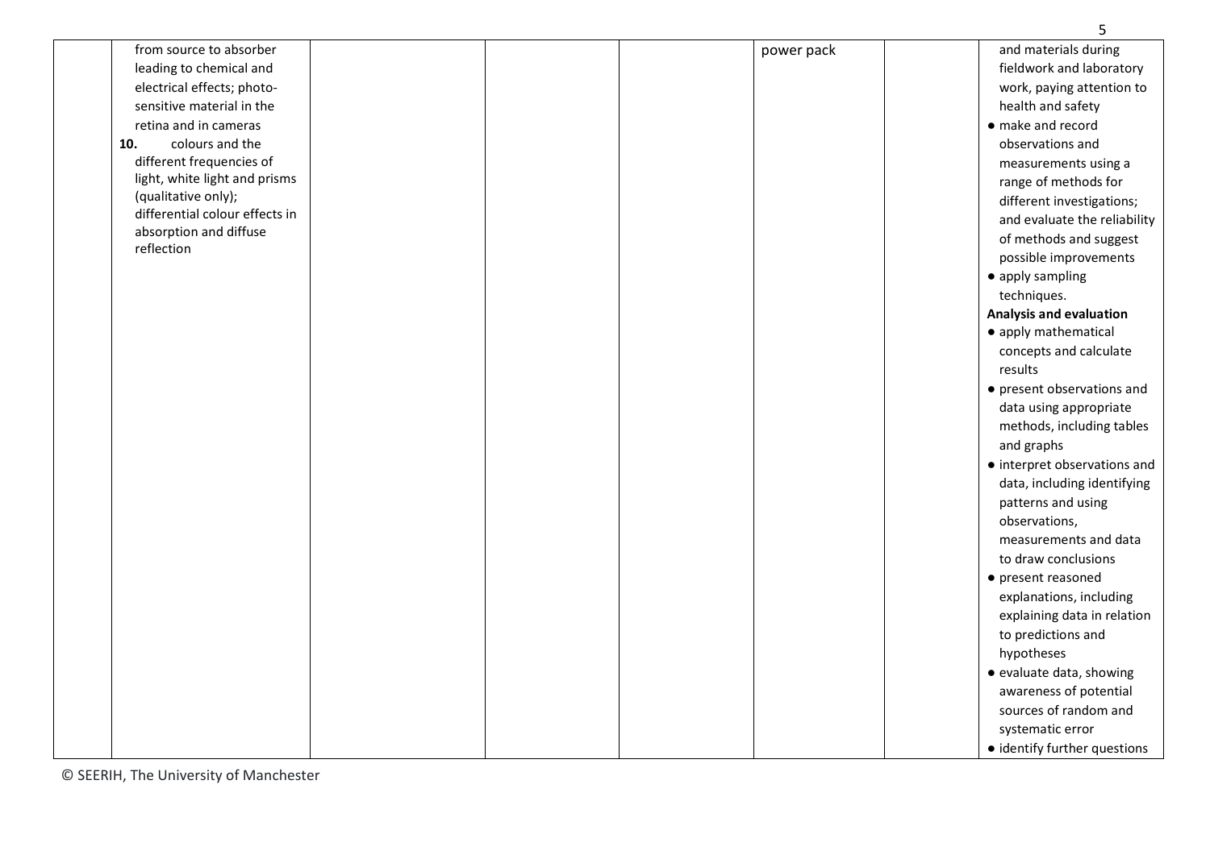| | | | | | | | |
|---|---|---|---|---|---|---|---|
| | from source to absorber leading to chemical and electrical effects; photo-sensitive material in the retina and in cameras<br>**10.** colours and the different frequencies of light, white light and prisms (qualitative only); differential colour effects in absorption and diffuse reflection | | | | power pack | | and materials during fieldwork and laboratory work, paying attention to health and safety<br>● make and record observations and measurements using a range of methods for different investigations; and evaluate the reliability of methods and suggest possible improvements<br>● apply sampling techniques.<br>**Analysis and evaluation**<br>● apply mathematical concepts and calculate results<br>● present observations and data using appropriate methods, including tables and graphs<br>● interpret observations and data, including identifying patterns and using observations, measurements and data to draw conclusions<br>● present reasoned explanations, including explaining data in relation to predictions and hypotheses<br>● evaluate data, showing awareness of potential sources of random and systematic error<br>● identify further questions |

© SEERIH, The University of Manchester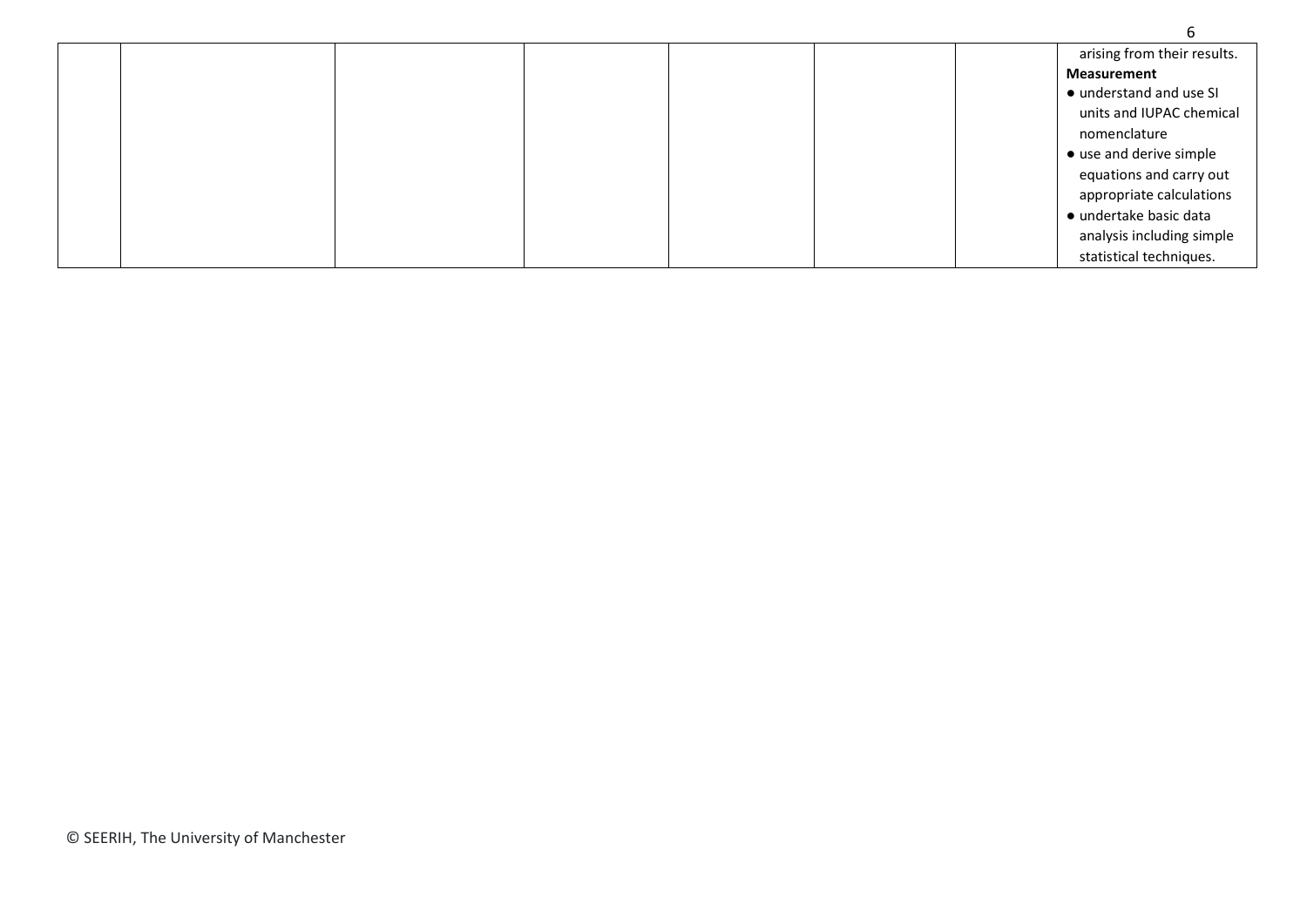| | | | | | | | |
|---|---|---|---|---|---|---|---|
| | | | | | | | arising from their results.<br>**Measurement**<br>● understand and use SI units and IUPAC chemical nomenclature<br>● use and derive simple equations and carry out appropriate calculations<br>● undertake basic data analysis including simple statistical techniques. |

© SEERIH, The University of Manchester